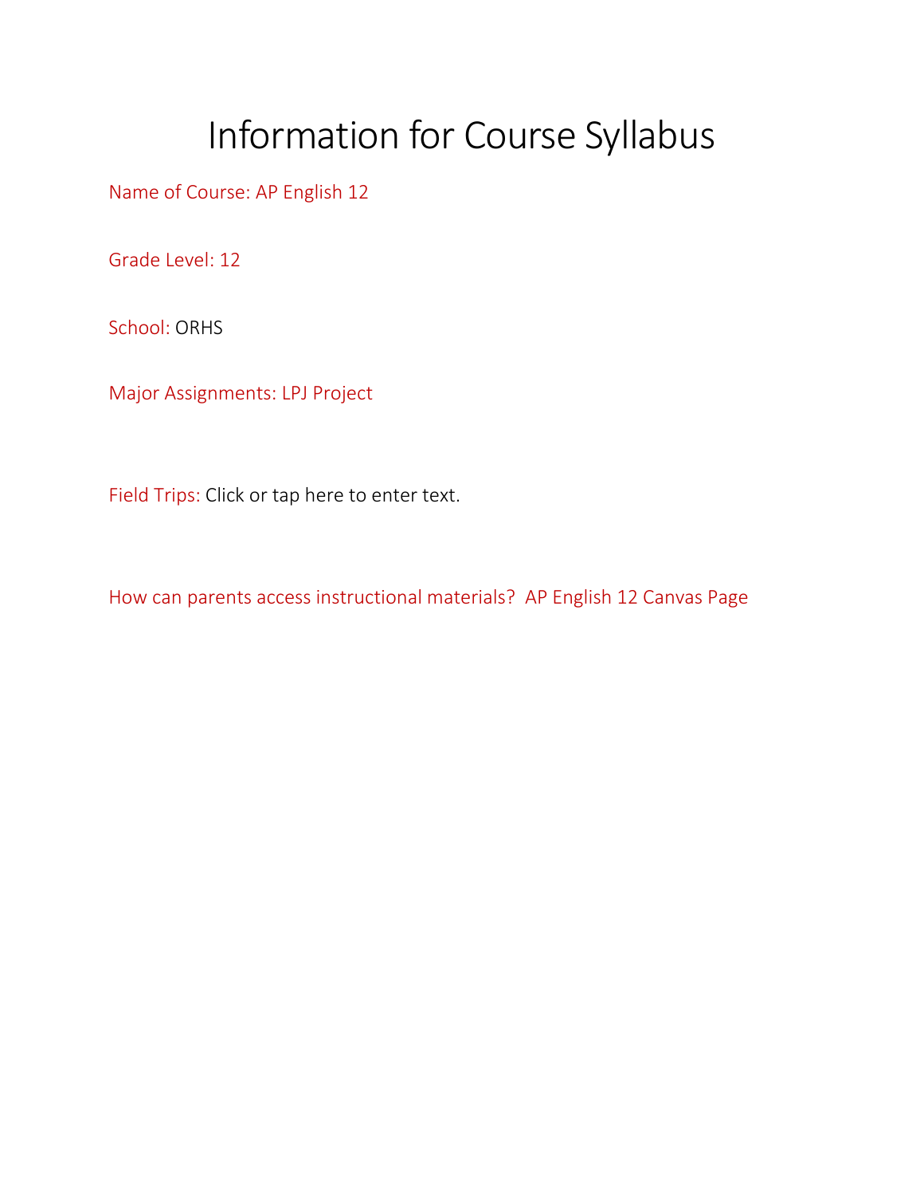# Information for Course Syllabus

Name of Course: AP English 12

Grade Level: 12

School: ORHS

Major Assignments: LPJ Project

Field Trips: Click or tap here to enter text.

How can parents access instructional materials? AP English 12 Canvas Page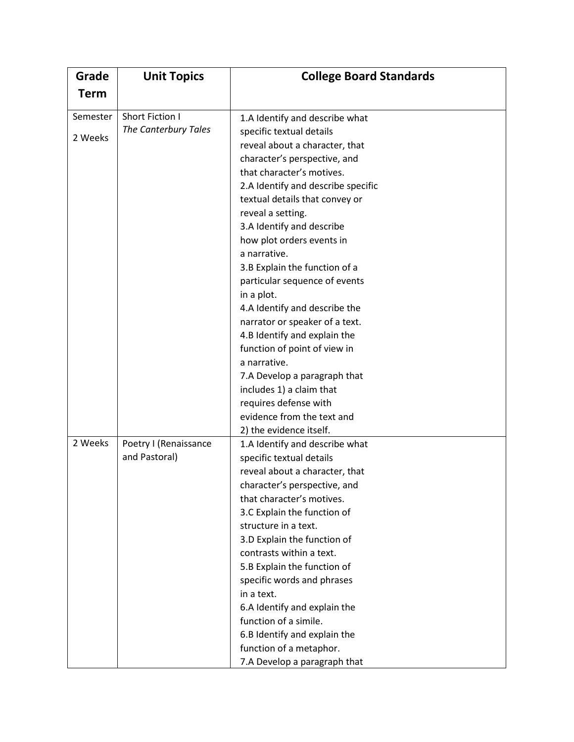| Grade Term | Unit Topics | College Board Standards |
|---|---|---|
| Semester<br>2 Weeks | Short Fiction I<br>*The Canterbury Tales* | 1.A Identify and describe what specific textual details reveal about a character, that character's perspective, and that character's motives.<br>2.A Identify and describe specific textual details that convey or reveal a setting.<br>3.A Identify and describe how plot orders events in a narrative.<br>3.B Explain the function of a particular sequence of events in a plot.<br>4.A Identify and describe the narrator or speaker of a text.<br>4.B Identify and explain the function of point of view in a narrative.<br>7.A Develop a paragraph that includes 1) a claim that requires defense with evidence from the text and 2) the evidence itself. |
| 2 Weeks | Poetry I (Renaissance and Pastoral) | 1.A Identify and describe what specific textual details reveal about a character, that character's perspective, and that character's motives.<br>3.C Explain the function of structure in a text.<br>3.D Explain the function of contrasts within a text.<br>5.B Explain the function of specific words and phrases in a text.<br>6.A Identify and explain the function of a simile.<br>6.B Identify and explain the function of a metaphor.<br>7.A Develop a paragraph that |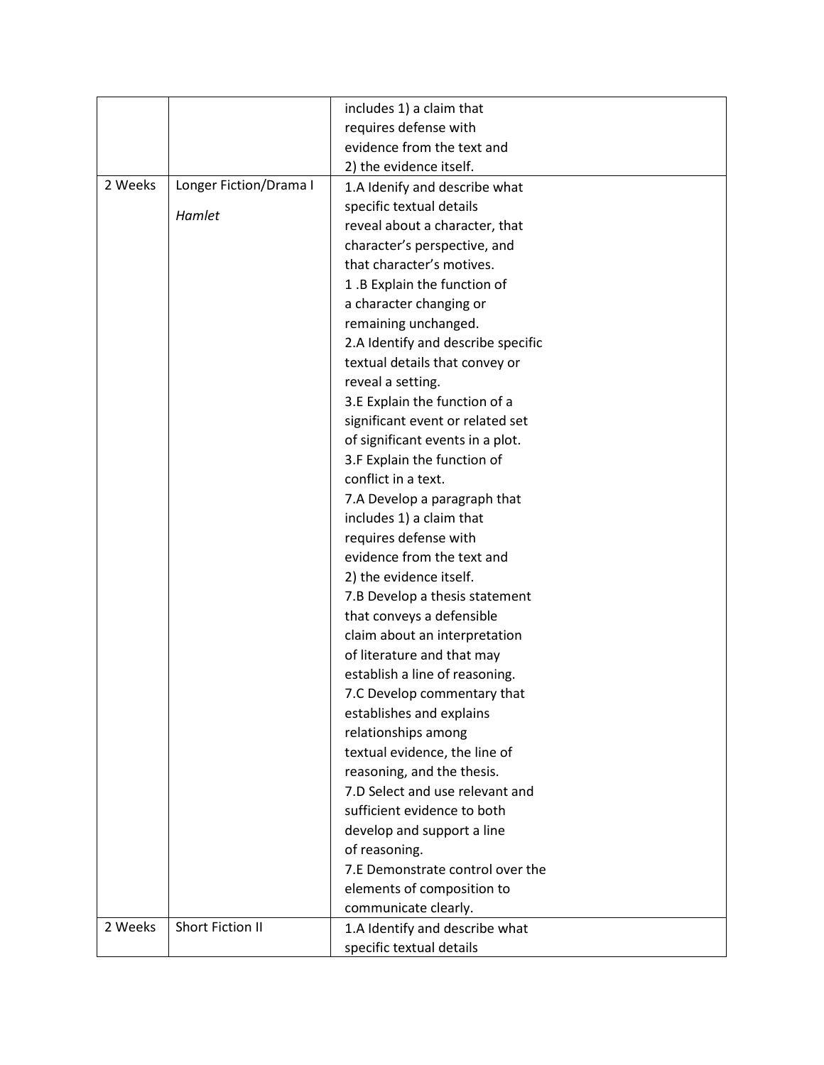| | | |
|---|---|---|
| | | includes 1) a claim that requires defense with evidence from the text and 2) the evidence itself. |
| 2 Weeks | Longer Fiction/Drama I<br><br>*Hamlet* | 1.A Idenify and describe what specific textual details reveal about a character, that character's perspective, and that character's motives.<br>1 .B Explain the function of a character changing or remaining unchanged.<br>2.A Identify and describe specific textual details that convey or reveal a setting.<br>3.E Explain the function of a significant event or related set of significant events in a plot.<br>3.F Explain the function of conflict in a text.<br>7.A Develop a paragraph that includes 1) a claim that requires defense with evidence from the text and 2) the evidence itself.<br>7.B Develop a thesis statement that conveys a defensible claim about an interpretation of literature and that may establish a line of reasoning.<br>7.C Develop commentary that establishes and explains relationships among textual evidence, the line of reasoning, and the thesis.<br>7.D Select and use relevant and sufficient evidence to both develop and support a line of reasoning.<br>7.E Demonstrate control over the elements of composition to communicate clearly. |
| 2 Weeks | Short Fiction II | 1.A Identify and describe what specific textual details |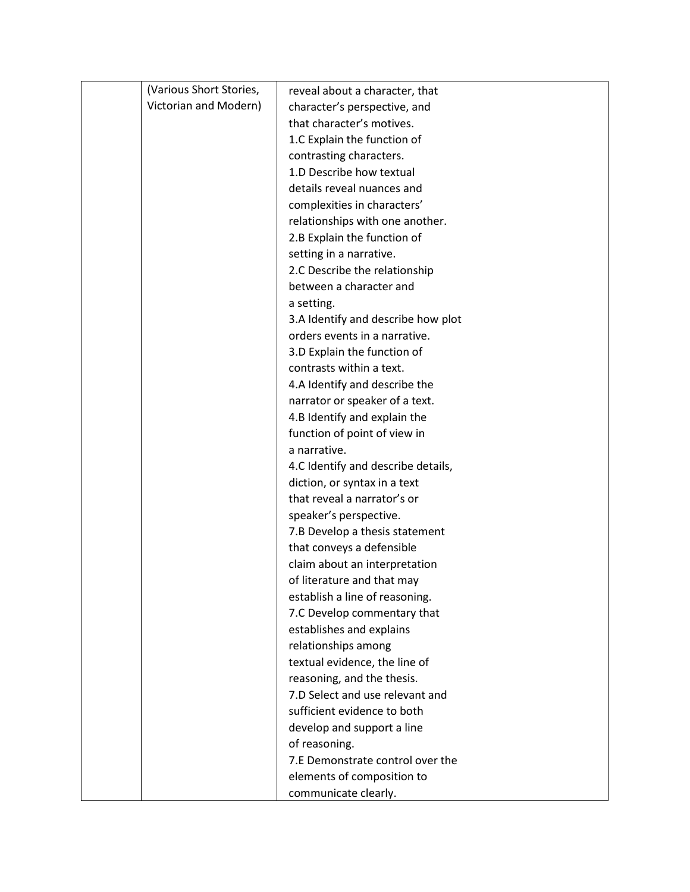| | | |
|---|---|---|
| | (Various Short Stories, Victorian and Modern) | reveal about a character, that character's perspective, and that character's motives.<br>1.C Explain the function of contrasting characters.<br>1.D Describe how textual details reveal nuances and complexities in characters' relationships with one another.<br>2.B Explain the function of setting in a narrative.<br>2.C Describe the relationship between a character and a setting.<br>3.A Identify and describe how plot orders events in a narrative.<br>3.D Explain the function of contrasts within a text.<br>4.A Identify and describe the narrator or speaker of a text.<br>4.B Identify and explain the function of point of view in a narrative.<br>4.C Identify and describe details, diction, or syntax in a text that reveal a narrator's or speaker's perspective.<br>7.B Develop a thesis statement that conveys a defensible claim about an interpretation of literature and that may establish a line of reasoning.<br>7.C Develop commentary that establishes and explains relationships among textual evidence, the line of reasoning, and the thesis.<br>7.D Select and use relevant and sufficient evidence to both develop and support a line of reasoning.<br>7.E Demonstrate control over the elements of composition to communicate clearly. |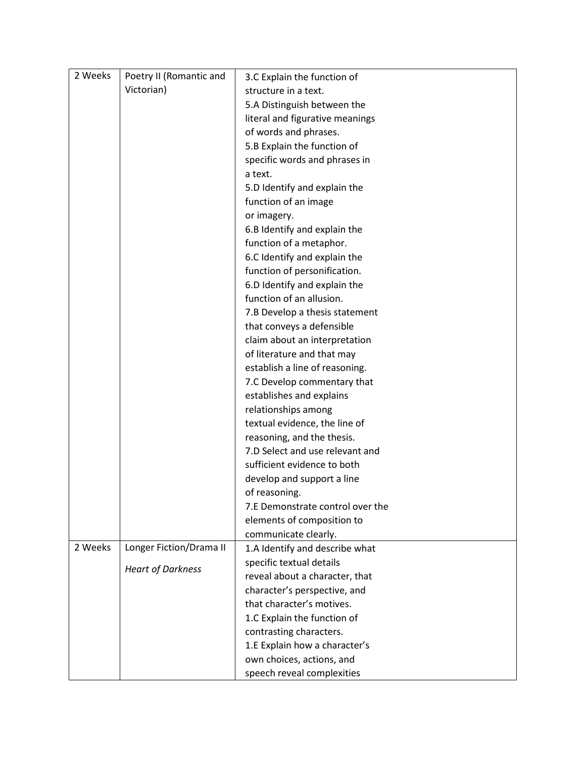| 2 Weeks | Poetry II (Romantic and Victorian) | 3.C Explain the function of structure in a text.<br>5.A Distinguish between the literal and figurative meanings of words and phrases.<br>5.B Explain the function of specific words and phrases in a text.<br>5.D Identify and explain the function of an image or imagery.<br>6.B Identify and explain the function of a metaphor.<br>6.C Identify and explain the function of personification.<br>6.D Identify and explain the function of an allusion.<br>7.B Develop a thesis statement that conveys a defensible claim about an interpretation of literature and that may establish a line of reasoning.<br>7.C Develop commentary that establishes and explains relationships among textual evidence, the line of reasoning, and the thesis.<br>7.D Select and use relevant and sufficient evidence to both develop and support a line of reasoning.<br>7.E Demonstrate control over the elements of composition to communicate clearly. |
|---|---|---|
| 2 Weeks | Longer Fiction/Drama II<br><br>*Heart of Darkness* | 1.A Identify and describe what specific textual details reveal about a character, that character's perspective, and that character's motives.<br>1.C Explain the function of contrasting characters.<br>1.E Explain how a character's own choices, actions, and speech reveal complexities |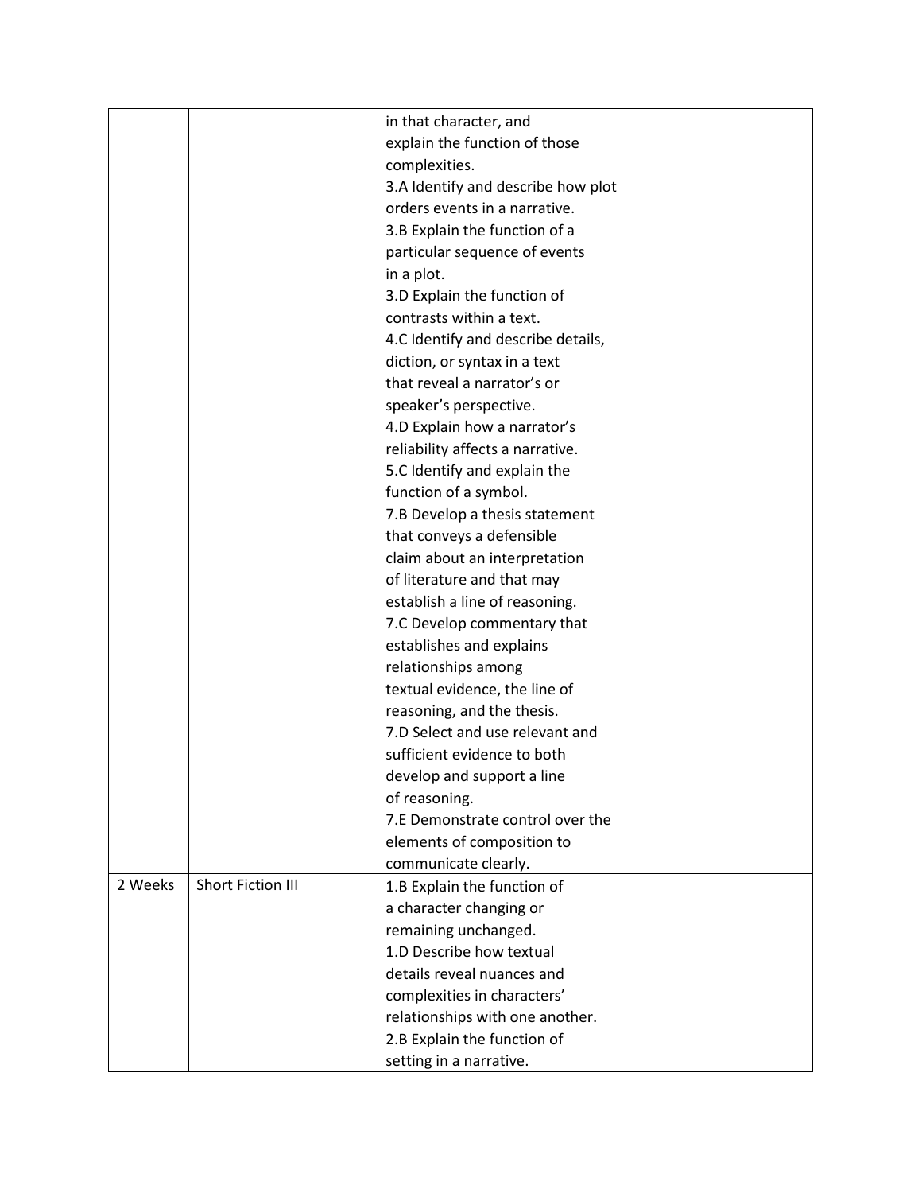|  |  |  |
|---|---|---|
|  |  | in that character, and explain the function of those complexities.<br>3.A Identify and describe how plot orders events in a narrative.<br>3.B Explain the function of a particular sequence of events in a plot.<br>3.D Explain the function of contrasts within a text.<br>4.C Identify and describe details, diction, or syntax in a text that reveal a narrator's or speaker's perspective.<br>4.D Explain how a narrator's reliability affects a narrative.<br>5.C Identify and explain the function of a symbol.<br>7.B Develop a thesis statement that conveys a defensible claim about an interpretation of literature and that may establish a line of reasoning.<br>7.C Develop commentary that establishes and explains relationships among textual evidence, the line of reasoning, and the thesis.<br>7.D Select and use relevant and sufficient evidence to both develop and support a line of reasoning.<br>7.E Demonstrate control over the elements of composition to communicate clearly. |
| 2 Weeks | Short Fiction III | 1.B Explain the function of a character changing or remaining unchanged.<br>1.D Describe how textual details reveal nuances and complexities in characters' relationships with one another.<br>2.B Explain the function of setting in a narrative. |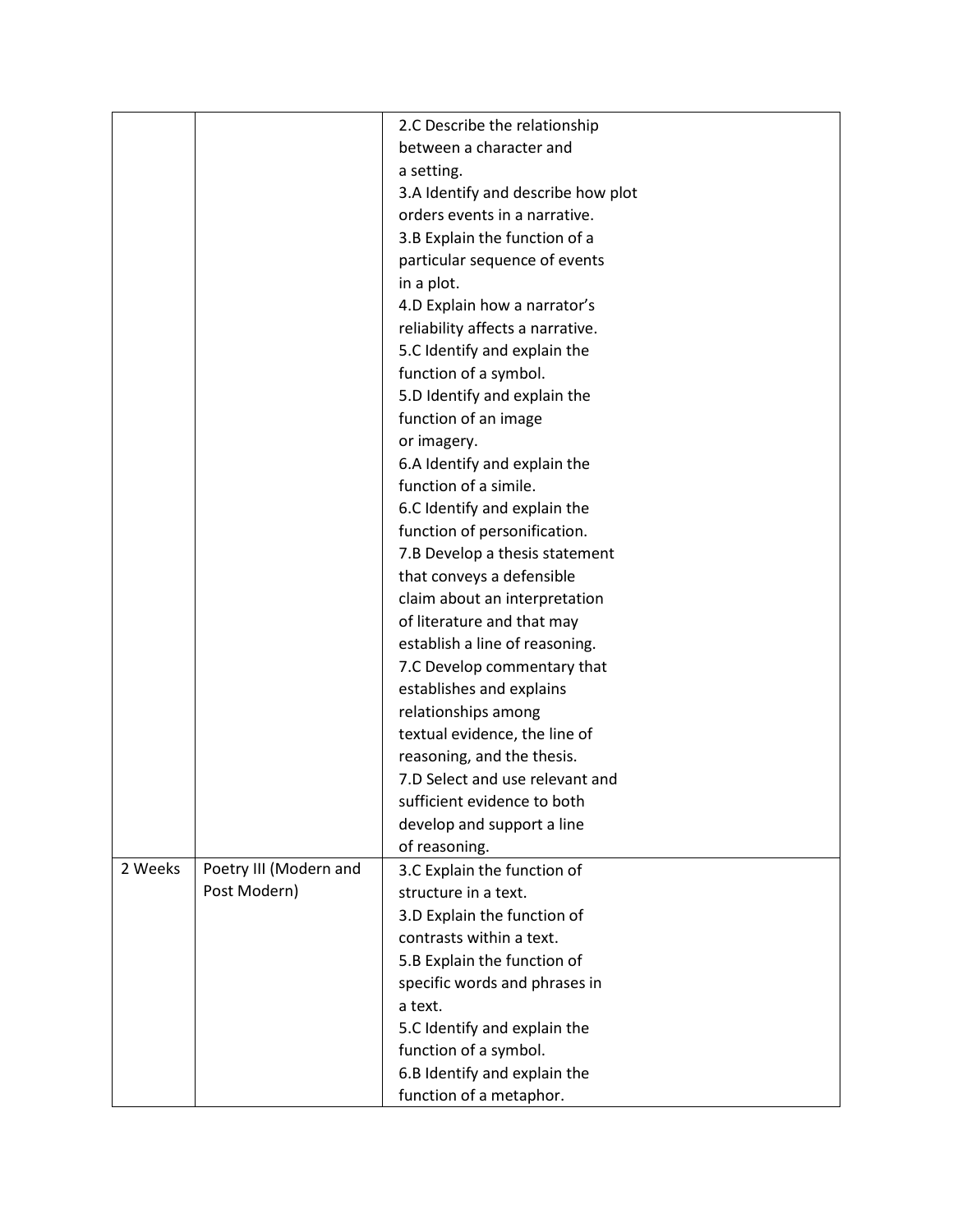| | | |
|---|---|---|
| | | 2.C Describe the relationship between a character and a setting.<br>3.A Identify and describe how plot orders events in a narrative.<br>3.B Explain the function of a particular sequence of events in a plot.<br>4.D Explain how a narrator's reliability affects a narrative.<br>5.C Identify and explain the function of a symbol.<br>5.D Identify and explain the function of an image or imagery.<br>6.A Identify and explain the function of a simile.<br>6.C Identify and explain the function of personification.<br>7.B Develop a thesis statement that conveys a defensible claim about an interpretation of literature and that may establish a line of reasoning.<br>7.C Develop commentary that establishes and explains relationships among textual evidence, the line of reasoning, and the thesis.<br>7.D Select and use relevant and sufficient evidence to both develop and support a line of reasoning. |
| 2 Weeks | Poetry III (Modern and Post Modern) | 3.C Explain the function of structure in a text.<br>3.D Explain the function of contrasts within a text.<br>5.B Explain the function of specific words and phrases in a text.<br>5.C Identify and explain the function of a symbol.<br>6.B Identify and explain the function of a metaphor. |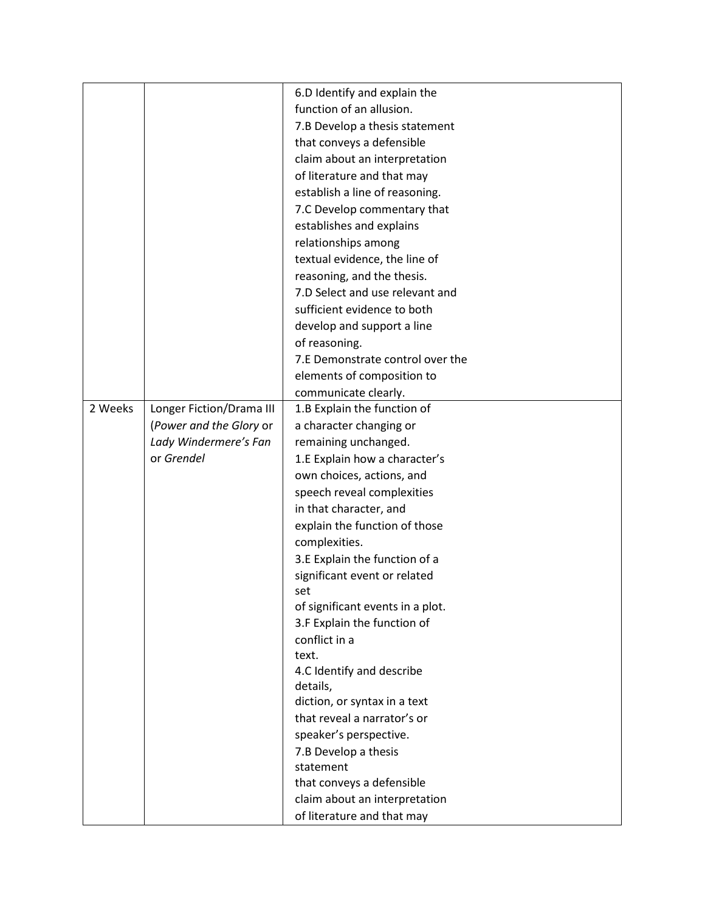| | | |
|---|---|---|
| | | 6.D Identify and explain the function of an allusion.<br>7.B Develop a thesis statement that conveys a defensible claim about an interpretation of literature and that may establish a line of reasoning.<br>7.C Develop commentary that establishes and explains relationships among textual evidence, the line of reasoning, and the thesis.<br>7.D Select and use relevant and sufficient evidence to both develop and support a line of reasoning.<br>7.E Demonstrate control over the elements of composition to communicate clearly. |
| 2 Weeks | Longer Fiction/Drama III (*Power and the Glory* or *Lady Windermere's Fan* or *Grendel* | 1.B Explain the function of a character changing or remaining unchanged.<br>1.E Explain how a character's own choices, actions, and speech reveal complexities in that character, and explain the function of those complexities.<br>3.E Explain the function of a significant event or related set of significant events in a plot.<br>3.F Explain the function of conflict in a text.<br>4.C Identify and describe details, diction, or syntax in a text that reveal a narrator's or speaker's perspective.<br>7.B Develop a thesis statement that conveys a defensible claim about an interpretation of literature and that may |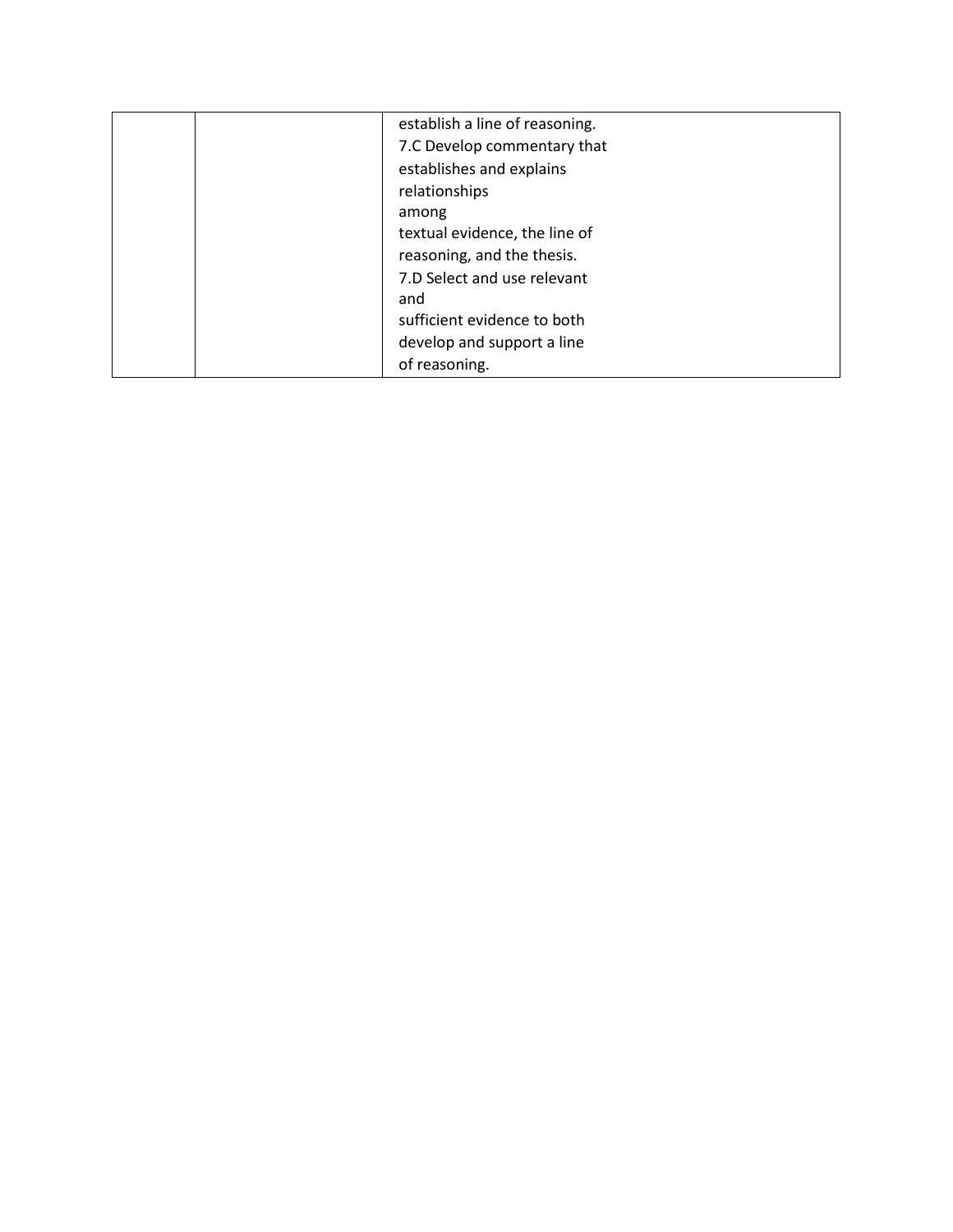| | | |
|---|---|---|
| | | establish a line of reasoning.<br>7.C Develop commentary that establishes and explains relationships among textual evidence, the line of reasoning, and the thesis.<br>7.D Select and use relevant and sufficient evidence to both develop and support a line of reasoning. |